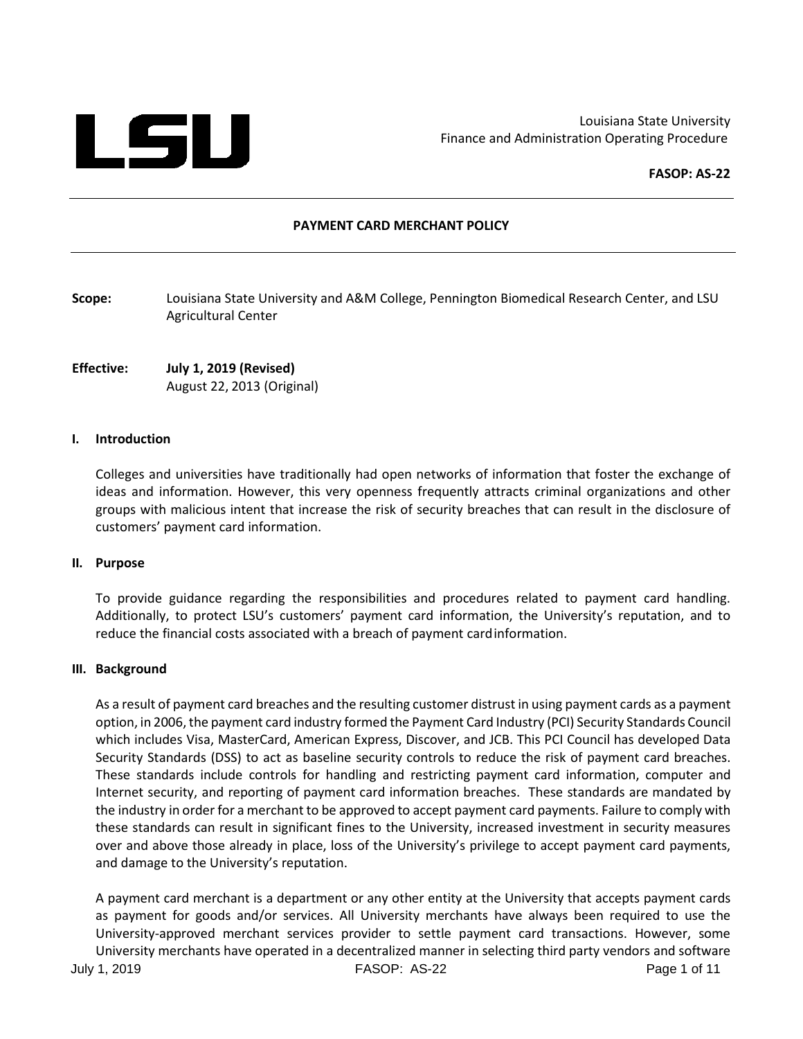Louisiana State University
Finance and Administration Operating Procedure

**FASOP: AS-22**

# PAYMENT CARD MERCHANT POLICY

**Scope:** Louisiana State University and A&M College, Pennington Biomedical Research Center, and LSU Agricultural Center

**Effective:** **July 1, 2019 (Revised)**
August 22, 2013 (Original)

## I. Introduction

Colleges and universities have traditionally had open networks of information that foster the exchange of ideas and information. However, this very openness frequently attracts criminal organizations and other groups with malicious intent that increase the risk of security breaches that can result in the disclosure of customers' payment card information.

## II. Purpose

To provide guidance regarding the responsibilities and procedures related to payment card handling. Additionally, to protect LSU's customers' payment card information, the University's reputation, and to reduce the financial costs associated with a breach of payment card information.

## III. Background

As a result of payment card breaches and the resulting customer distrust in using payment cards as a payment option, in 2006, the payment card industry formed the Payment Card Industry (PCI) Security Standards Council which includes Visa, MasterCard, American Express, Discover, and JCB. This PCI Council has developed Data Security Standards (DSS) to act as baseline security controls to reduce the risk of payment card breaches. These standards include controls for handling and restricting payment card information, computer and Internet security, and reporting of payment card information breaches. These standards are mandated by the industry in order for a merchant to be approved to accept payment card payments. Failure to comply with these standards can result in significant fines to the University, increased investment in security measures over and above those already in place, loss of the University's privilege to accept payment card payments, and damage to the University's reputation.

A payment card merchant is a department or any other entity at the University that accepts payment cards as payment for goods and/or services. All University merchants have always been required to use the University-approved merchant services provider to settle payment card transactions. However, some University merchants have operated in a decentralized manner in selecting third party vendors and software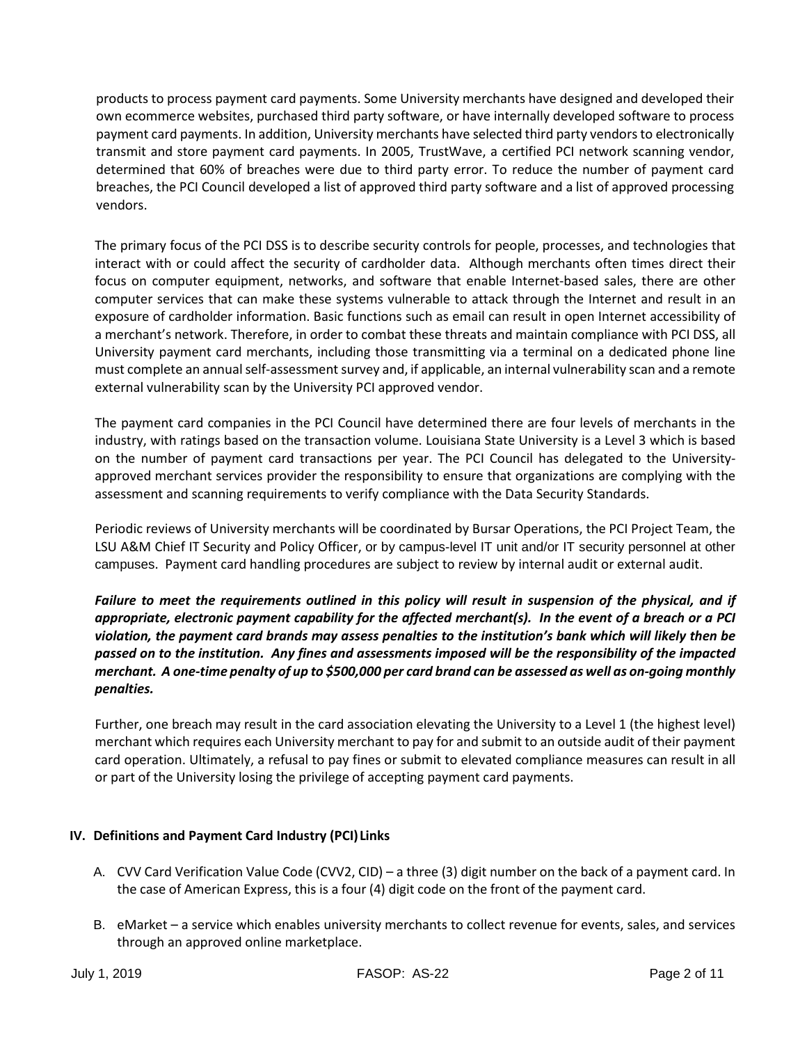products to process payment card payments. Some University merchants have designed and developed their own ecommerce websites, purchased third party software, or have internally developed software to process payment card payments. In addition, University merchants have selected third party vendors to electronically transmit and store payment card payments. In 2005, TrustWave, a certified PCI network scanning vendor, determined that 60% of breaches were due to third party error. To reduce the number of payment card breaches, the PCI Council developed a list of approved third party software and a list of approved processing vendors.

The primary focus of the PCI DSS is to describe security controls for people, processes, and technologies that interact with or could affect the security of cardholder data. Although merchants often times direct their focus on computer equipment, networks, and software that enable Internet-based sales, there are other computer services that can make these systems vulnerable to attack through the Internet and result in an exposure of cardholder information. Basic functions such as email can result in open Internet accessibility of a merchant's network. Therefore, in order to combat these threats and maintain compliance with PCI DSS, all University payment card merchants, including those transmitting via a terminal on a dedicated phone line must complete an annual self-assessment survey and, if applicable, an internal vulnerability scan and a remote external vulnerability scan by the University PCI approved vendor.

The payment card companies in the PCI Council have determined there are four levels of merchants in the industry, with ratings based on the transaction volume. Louisiana State University is a Level 3 which is based on the number of payment card transactions per year. The PCI Council has delegated to the University-approved merchant services provider the responsibility to ensure that organizations are complying with the assessment and scanning requirements to verify compliance with the Data Security Standards.

Periodic reviews of University merchants will be coordinated by Bursar Operations, the PCI Project Team, the LSU A&M Chief IT Security and Policy Officer, or by campus-level IT unit and/or IT security personnel at other campuses. Payment card handling procedures are subject to review by internal audit or external audit.

***Failure to meet the requirements outlined in this policy will result in suspension of the physical, and if appropriate, electronic payment capability for the affected merchant(s). In the event of a breach or a PCI violation, the payment card brands may assess penalties to the institution's bank which will likely then be passed on to the institution. Any fines and assessments imposed will be the responsibility of the impacted merchant. A one-time penalty of up to $500,000 per card brand can be assessed as well as on-going monthly penalties.***

Further, one breach may result in the card association elevating the University to a Level 1 (the highest level) merchant which requires each University merchant to pay for and submit to an outside audit of their payment card operation. Ultimately, a refusal to pay fines or submit to elevated compliance measures can result in all or part of the University losing the privilege of accepting payment card payments.

## IV. Definitions and Payment Card Industry (PCI) Links

A. CVV Card Verification Value Code (CVV2, CID) – a three (3) digit number on the back of a payment card. In the case of American Express, this is a four (4) digit code on the front of the payment card.

B. eMarket – a service which enables university merchants to collect revenue for events, sales, and services through an approved online marketplace.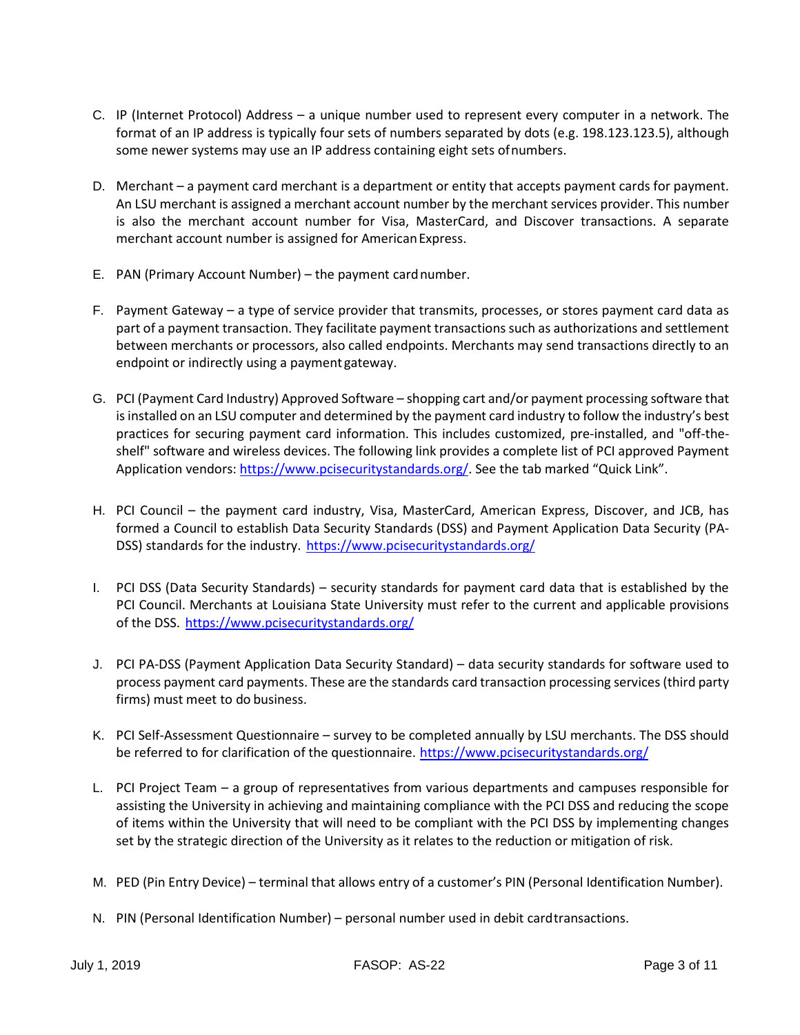C. IP (Internet Protocol) Address – a unique number used to represent every computer in a network. The format of an IP address is typically four sets of numbers separated by dots (e.g. 198.123.123.5), although some newer systems may use an IP address containing eight sets of numbers.

D. Merchant – a payment card merchant is a department or entity that accepts payment cards for payment. An LSU merchant is assigned a merchant account number by the merchant services provider. This number is also the merchant account number for Visa, MasterCard, and Discover transactions. A separate merchant account number is assigned for American Express.

E. PAN (Primary Account Number) – the payment card number.

F. Payment Gateway – a type of service provider that transmits, processes, or stores payment card data as part of a payment transaction. They facilitate payment transactions such as authorizations and settlement between merchants or processors, also called endpoints. Merchants may send transactions directly to an endpoint or indirectly using a payment gateway.

G. PCI (Payment Card Industry) Approved Software – shopping cart and/or payment processing software that is installed on an LSU computer and determined by the payment card industry to follow the industry's best practices for securing payment card information. This includes customized, pre-installed, and "off-the-shelf" software and wireless devices. The following link provides a complete list of PCI approved Payment Application vendors: [https://www.pcisecuritystandards.org/](https://www.pcisecuritystandards.org/). See the tab marked "Quick Link".

H. PCI Council – the payment card industry, Visa, MasterCard, American Express, Discover, and JCB, has formed a Council to establish Data Security Standards (DSS) and Payment Application Data Security (PA-DSS) standards for the industry. [https://www.pcisecuritystandards.org/](https://www.pcisecuritystandards.org/)

I. PCI DSS (Data Security Standards) – security standards for payment card data that is established by the PCI Council. Merchants at Louisiana State University must refer to the current and applicable provisions of the DSS. [https://www.pcisecuritystandards.org/](https://www.pcisecuritystandards.org/)

J. PCI PA-DSS (Payment Application Data Security Standard) – data security standards for software used to process payment card payments. These are the standards card transaction processing services (third party firms) must meet to do business.

K. PCI Self-Assessment Questionnaire – survey to be completed annually by LSU merchants. The DSS should be referred to for clarification of the questionnaire. [https://www.pcisecuritystandards.org/](https://www.pcisecuritystandards.org/)

L. PCI Project Team – a group of representatives from various departments and campuses responsible for assisting the University in achieving and maintaining compliance with the PCI DSS and reducing the scope of items within the University that will need to be compliant with the PCI DSS by implementing changes set by the strategic direction of the University as it relates to the reduction or mitigation of risk.

M. PED (Pin Entry Device) – terminal that allows entry of a customer's PIN (Personal Identification Number).

N. PIN (Personal Identification Number) – personal number used in debit card transactions.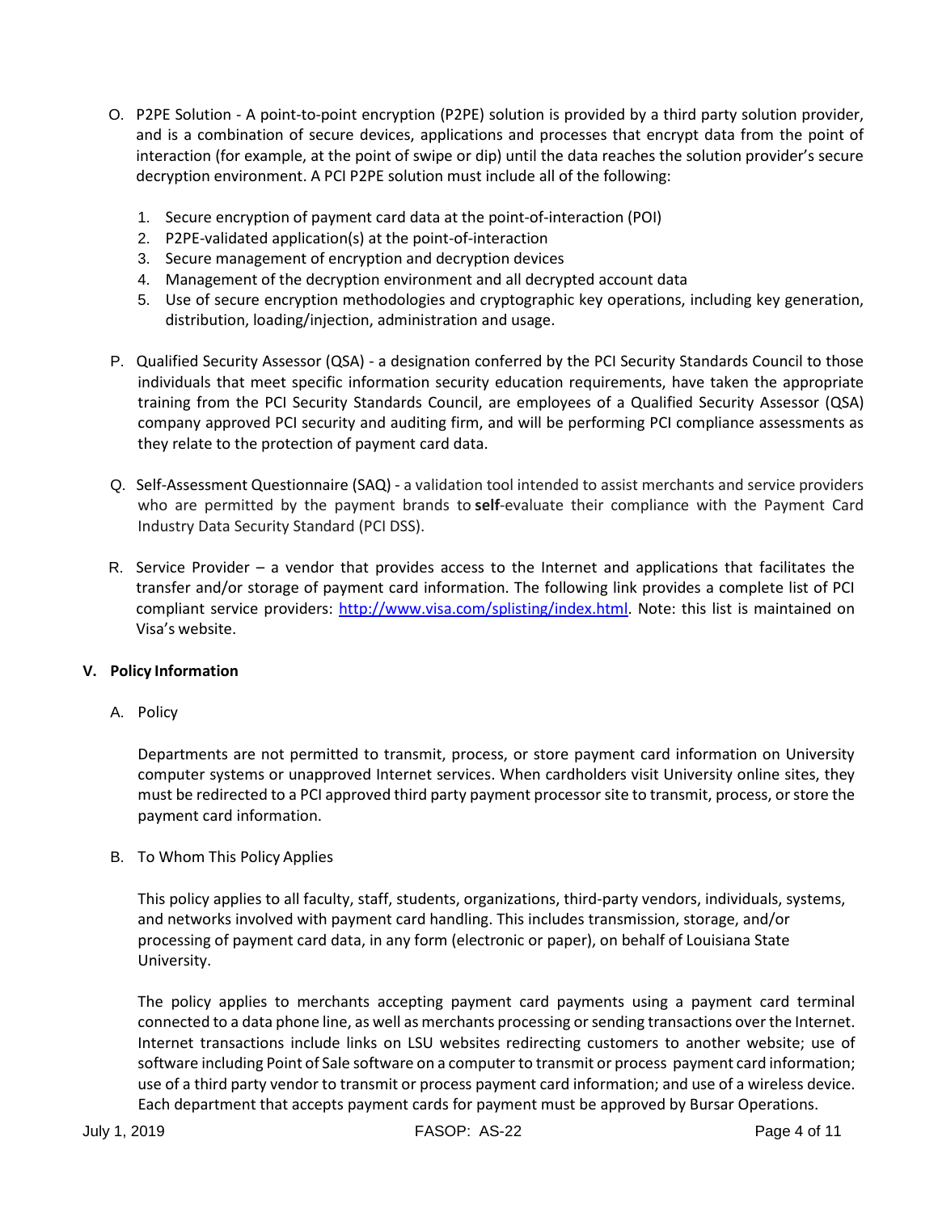O. P2PE Solution - A point-to-point encryption (P2PE) solution is provided by a third party solution provider, and is a combination of secure devices, applications and processes that encrypt data from the point of interaction (for example, at the point of swipe or dip) until the data reaches the solution provider's secure decryption environment. A PCI P2PE solution must include all of the following:

   1. Secure encryption of payment card data at the point-of-interaction (POI)
   2. P2PE-validated application(s) at the point-of-interaction
   3. Secure management of encryption and decryption devices
   4. Management of the decryption environment and all decrypted account data
   5. Use of secure encryption methodologies and cryptographic key operations, including key generation, distribution, loading/injection, administration and usage.

P. Qualified Security Assessor (QSA) - a designation conferred by the PCI Security Standards Council to those individuals that meet specific information security education requirements, have taken the appropriate training from the PCI Security Standards Council, are employees of a Qualified Security Assessor (QSA) company approved PCI security and auditing firm, and will be performing PCI compliance assessments as they relate to the protection of payment card data.

Q. Self-Assessment Questionnaire (SAQ) - a validation tool intended to assist merchants and service providers who are permitted by the payment brands to **self**-evaluate their compliance with the Payment Card Industry Data Security Standard (PCI DSS).

R. Service Provider – a vendor that provides access to the Internet and applications that facilitates the transfer and/or storage of payment card information. The following link provides a complete list of PCI compliant service providers: [http://www.visa.com/splisting/index.html](http://www.visa.com/splisting/index.html). Note: this list is maintained on Visa's website.

## V. Policy Information

A. Policy

Departments are not permitted to transmit, process, or store payment card information on University computer systems or unapproved Internet services. When cardholders visit University online sites, they must be redirected to a PCI approved third party payment processor site to transmit, process, or store the payment card information.

B. To Whom This Policy Applies

This policy applies to all faculty, staff, students, organizations, third-party vendors, individuals, systems, and networks involved with payment card handling. This includes transmission, storage, and/or processing of payment card data, in any form (electronic or paper), on behalf of Louisiana State University.

The policy applies to merchants accepting payment card payments using a payment card terminal connected to a data phone line, as well as merchants processing or sending transactions over the Internet. Internet transactions include links on LSU websites redirecting customers to another website; use of software including Point of Sale software on a computer to transmit or process payment card information; use of a third party vendor to transmit or process payment card information; and use of a wireless device. Each department that accepts payment cards for payment must be approved by Bursar Operations.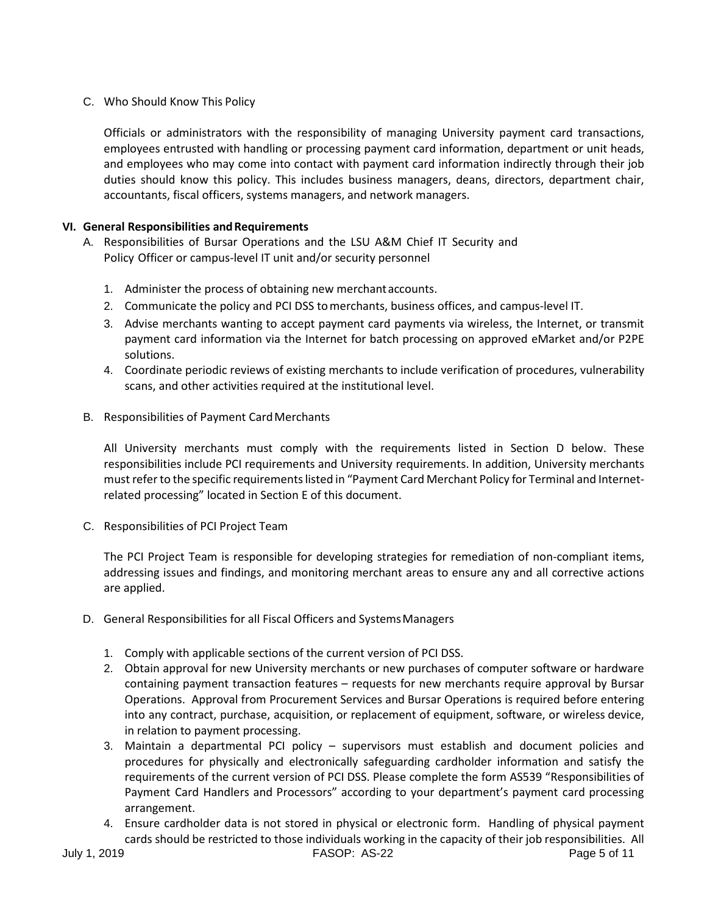C. Who Should Know This Policy

Officials or administrators with the responsibility of managing University payment card transactions, employees entrusted with handling or processing payment card information, department or unit heads, and employees who may come into contact with payment card information indirectly through their job duties should know this policy. This includes business managers, deans, directors, department chair, accountants, fiscal officers, systems managers, and network managers.

**VI. General Responsibilities and Requirements**

A. Responsibilities of Bursar Operations and the LSU A&M Chief IT Security and Policy Officer or campus-level IT unit and/or security personnel

1. Administer the process of obtaining new merchant accounts.
2. Communicate the policy and PCI DSS to merchants, business offices, and campus-level IT.
3. Advise merchants wanting to accept payment card payments via wireless, the Internet, or transmit payment card information via the Internet for batch processing on approved eMarket and/or P2PE solutions.
4. Coordinate periodic reviews of existing merchants to include verification of procedures, vulnerability scans, and other activities required at the institutional level.

B. Responsibilities of Payment Card Merchants

All University merchants must comply with the requirements listed in Section D below. These responsibilities include PCI requirements and University requirements. In addition, University merchants must refer to the specific requirements listed in "Payment Card Merchant Policy for Terminal and Internet-related processing" located in Section E of this document.

C. Responsibilities of PCI Project Team

The PCI Project Team is responsible for developing strategies for remediation of non-compliant items, addressing issues and findings, and monitoring merchant areas to ensure any and all corrective actions are applied.

D. General Responsibilities for all Fiscal Officers and Systems Managers

1. Comply with applicable sections of the current version of PCI DSS.
2. Obtain approval for new University merchants or new purchases of computer software or hardware containing payment transaction features – requests for new merchants require approval by Bursar Operations. Approval from Procurement Services and Bursar Operations is required before entering into any contract, purchase, acquisition, or replacement of equipment, software, or wireless device, in relation to payment processing.
3. Maintain a departmental PCI policy – supervisors must establish and document policies and procedures for physically and electronically safeguarding cardholder information and satisfy the requirements of the current version of PCI DSS. Please complete the form AS539 "Responsibilities of Payment Card Handlers and Processors" according to your department's payment card processing arrangement.
4. Ensure cardholder data is not stored in physical or electronic form. Handling of physical payment cards should be restricted to those individuals working in the capacity of their job responsibilities. All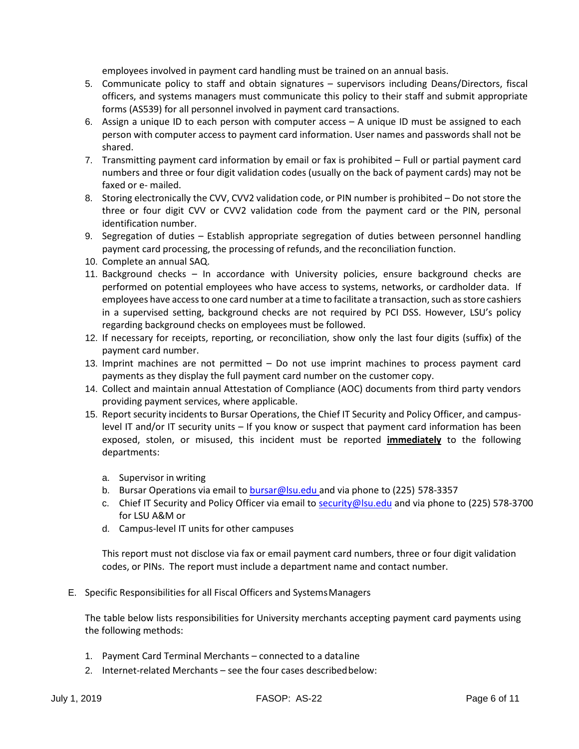employees involved in payment card handling must be trained on an annual basis.

5. Communicate policy to staff and obtain signatures – supervisors including Deans/Directors, fiscal officers, and systems managers must communicate this policy to their staff and submit appropriate forms (AS539) for all personnel involved in payment card transactions.
6. Assign a unique ID to each person with computer access – A unique ID must be assigned to each person with computer access to payment card information. User names and passwords shall not be shared.
7. Transmitting payment card information by email or fax is prohibited – Full or partial payment card numbers and three or four digit validation codes (usually on the back of payment cards) may not be faxed or e- mailed.
8. Storing electronically the CVV, CVV2 validation code, or PIN number is prohibited – Do not store the three or four digit CVV or CVV2 validation code from the payment card or the PIN, personal identification number.
9. Segregation of duties – Establish appropriate segregation of duties between personnel handling payment card processing, the processing of refunds, and the reconciliation function.
10. Complete an annual SAQ.
11. Background checks – In accordance with University policies, ensure background checks are performed on potential employees who have access to systems, networks, or cardholder data. If employees have access to one card number at a time to facilitate a transaction, such as store cashiers in a supervised setting, background checks are not required by PCI DSS. However, LSU's policy regarding background checks on employees must be followed.
12. If necessary for receipts, reporting, or reconciliation, show only the last four digits (suffix) of the payment card number.
13. Imprint machines are not permitted – Do not use imprint machines to process payment card payments as they display the full payment card number on the customer copy.
14. Collect and maintain annual Attestation of Compliance (AOC) documents from third party vendors providing payment services, where applicable.
15. Report security incidents to Bursar Operations, the Chief IT Security and Policy Officer, and campus-level IT and/or IT security units – If you know or suspect that payment card information has been exposed, stolen, or misused, this incident must be reported **immediately** to the following departments:

    a. Supervisor in writing
    b. Bursar Operations via email to bursar@lsu.edu and via phone to (225) 578-3357
    c. Chief IT Security and Policy Officer via email to security@lsu.edu and via phone to (225) 578-3700 for LSU A&M or
    d. Campus-level IT units for other campuses

    This report must not disclose via fax or email payment card numbers, three or four digit validation codes, or PINs. The report must include a department name and contact number.

E. Specific Responsibilities for all Fiscal Officers and Systems Managers

The table below lists responsibilities for University merchants accepting payment card payments using the following methods:

1. Payment Card Terminal Merchants – connected to a data line
2. Internet-related Merchants – see the four cases described below: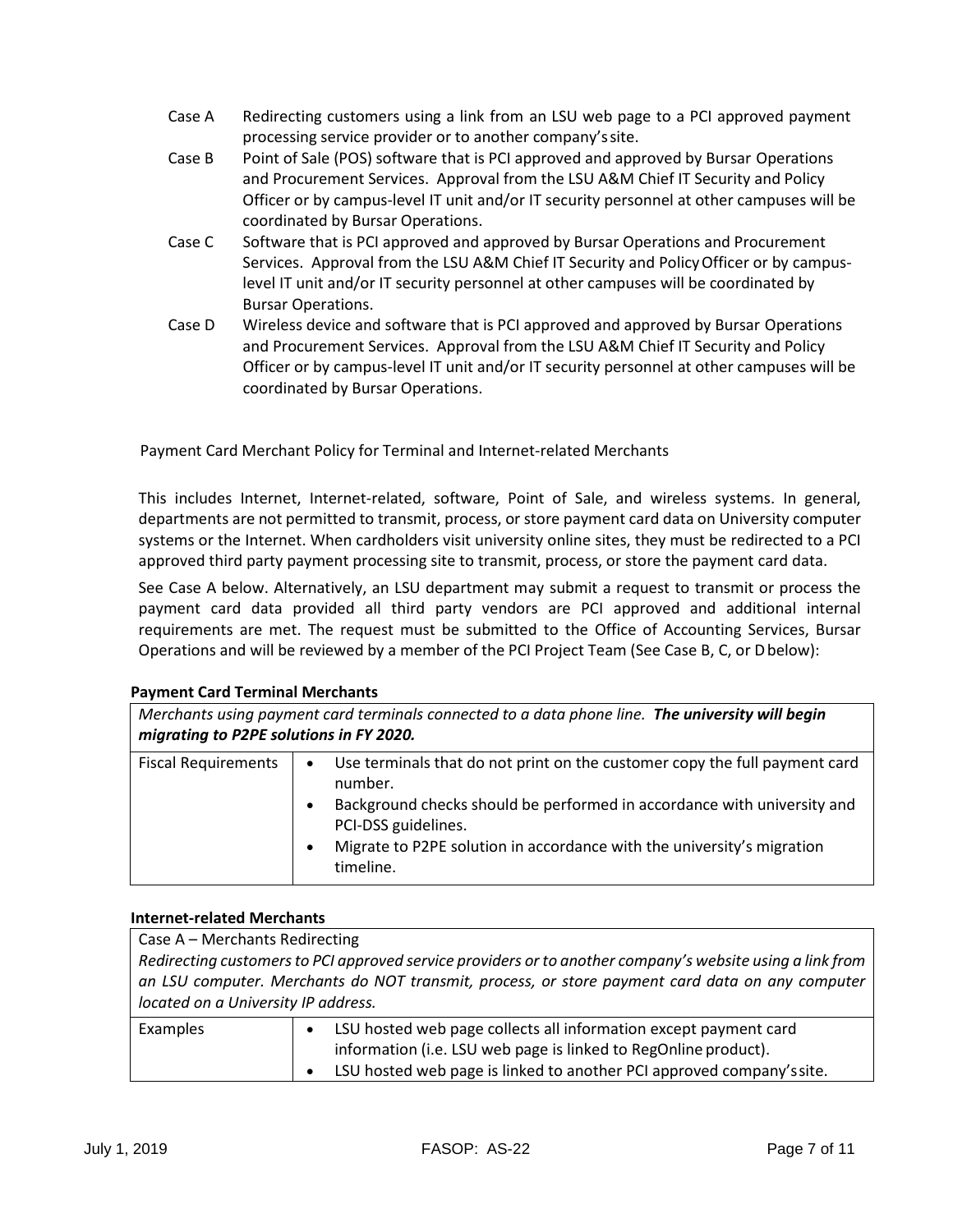Case A Redirecting customers using a link from an LSU web page to a PCI approved payment processing service provider or to another company's site.

Case B Point of Sale (POS) software that is PCI approved and approved by Bursar Operations and Procurement Services. Approval from the LSU A&M Chief IT Security and Policy Officer or by campus-level IT unit and/or IT security personnel at other campuses will be coordinated by Bursar Operations.

Case C Software that is PCI approved and approved by Bursar Operations and Procurement Services. Approval from the LSU A&M Chief IT Security and Policy Officer or by campus-level IT unit and/or IT security personnel at other campuses will be coordinated by Bursar Operations.

Case D Wireless device and software that is PCI approved and approved by Bursar Operations and Procurement Services. Approval from the LSU A&M Chief IT Security and Policy Officer or by campus-level IT unit and/or IT security personnel at other campuses will be coordinated by Bursar Operations.

Payment Card Merchant Policy for Terminal and Internet-related Merchants

This includes Internet, Internet-related, software, Point of Sale, and wireless systems. In general, departments are not permitted to transmit, process, or store payment card data on University computer systems or the Internet. When cardholders visit university online sites, they must be redirected to a PCI approved third party payment processing site to transmit, process, or store the payment card data.

See Case A below. Alternatively, an LSU department may submit a request to transmit or process the payment card data provided all third party vendors are PCI approved and additional internal requirements are met. The request must be submitted to the Office of Accounting Services, Bursar Operations and will be reviewed by a member of the PCI Project Team (See Case B, C, or D below):

**Payment Card Terminal Merchants**

| *Merchants using payment card terminals connected to a data phone line.* ***The university will begin migrating to P2PE solutions in FY 2020.*** | |
|---|---|
| Fiscal Requirements | • Use terminals that do not print on the customer copy the full payment card number.<br>• Background checks should be performed in accordance with university and PCI-DSS guidelines.<br>• Migrate to P2PE solution in accordance with the university's migration timeline. |

**Internet-related Merchants**

| Case A – Merchants Redirecting<br>*Redirecting customers to PCI approved service providers or to another company's website using a link from an LSU computer. Merchants do NOT transmit, process, or store payment card data on any computer located on a University IP address.* | |
|---|---|
| Examples | • LSU hosted web page collects all information except payment card information (i.e. LSU web page is linked to RegOnline product).<br>• LSU hosted web page is linked to another PCI approved company's site. |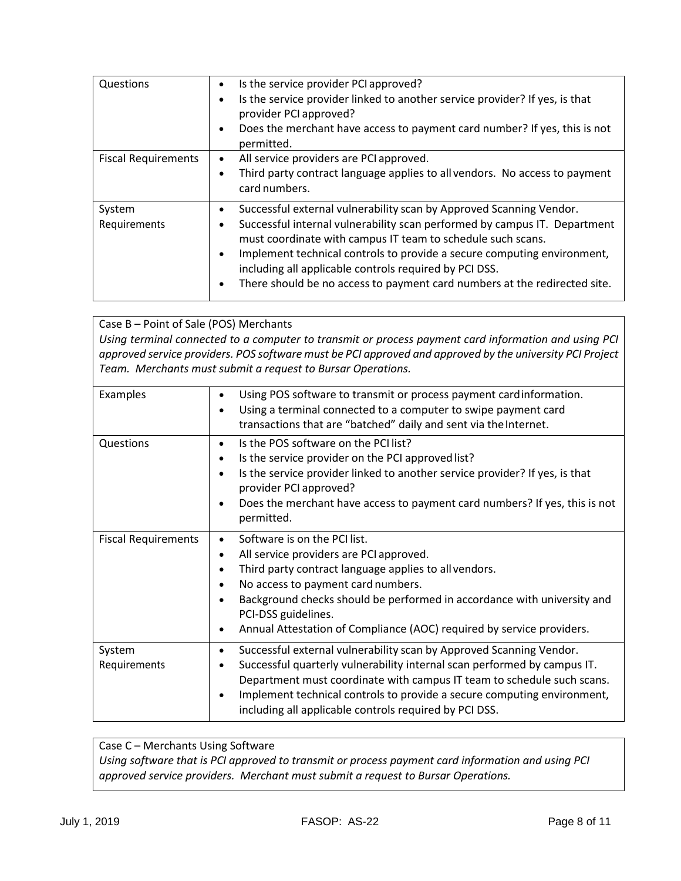| Questions | <ul><li>Is the service provider PCI approved?</li><li>Is the service provider linked to another service provider? If yes, is that provider PCI approved?</li><li>Does the merchant have access to payment card number? If yes, this is not permitted.</li></ul> |
|---|---|
| Fiscal Requirements | <ul><li>All service providers are PCI approved.</li><li>Third party contract language applies to all vendors. No access to payment card numbers.</li></ul> |
| System Requirements | <ul><li>Successful external vulnerability scan by Approved Scanning Vendor.</li><li>Successful internal vulnerability scan performed by campus IT. Department must coordinate with campus IT team to schedule such scans.</li><li>Implement technical controls to provide a secure computing environment, including all applicable controls required by PCI DSS.</li><li>There should be no access to payment card numbers at the redirected site.</li></ul> |

Case B – Point of Sale (POS) Merchants

*Using terminal connected to a computer to transmit or process payment card information and using PCI approved service providers. POS software must be PCI approved and approved by the university PCI Project Team. Merchants must submit a request to Bursar Operations.*

| Examples | <ul><li>Using POS software to transmit or process payment card information.</li><li>Using a terminal connected to a computer to swipe payment card transactions that are "batched" daily and sent via the Internet.</li></ul> |
|---|---|
| Questions | <ul><li>Is the POS software on the PCI list?</li><li>Is the service provider on the PCI approved list?</li><li>Is the service provider linked to another service provider? If yes, is that provider PCI approved?</li><li>Does the merchant have access to payment card numbers? If yes, this is not permitted.</li></ul> |
| Fiscal Requirements | <ul><li>Software is on the PCI list.</li><li>All service providers are PCI approved.</li><li>Third party contract language applies to all vendors.</li><li>No access to payment card numbers.</li><li>Background checks should be performed in accordance with university and PCI-DSS guidelines.</li><li>Annual Attestation of Compliance (AOC) required by service providers.</li></ul> |
| System Requirements | <ul><li>Successful external vulnerability scan by Approved Scanning Vendor.</li><li>Successful quarterly vulnerability internal scan performed by campus IT. Department must coordinate with campus IT team to schedule such scans.</li><li>Implement technical controls to provide a secure computing environment, including all applicable controls required by PCI DSS.</li></ul> |

Case C – Merchants Using Software

*Using software that is PCI approved to transmit or process payment card information and using PCI approved service providers. Merchant must submit a request to Bursar Operations.*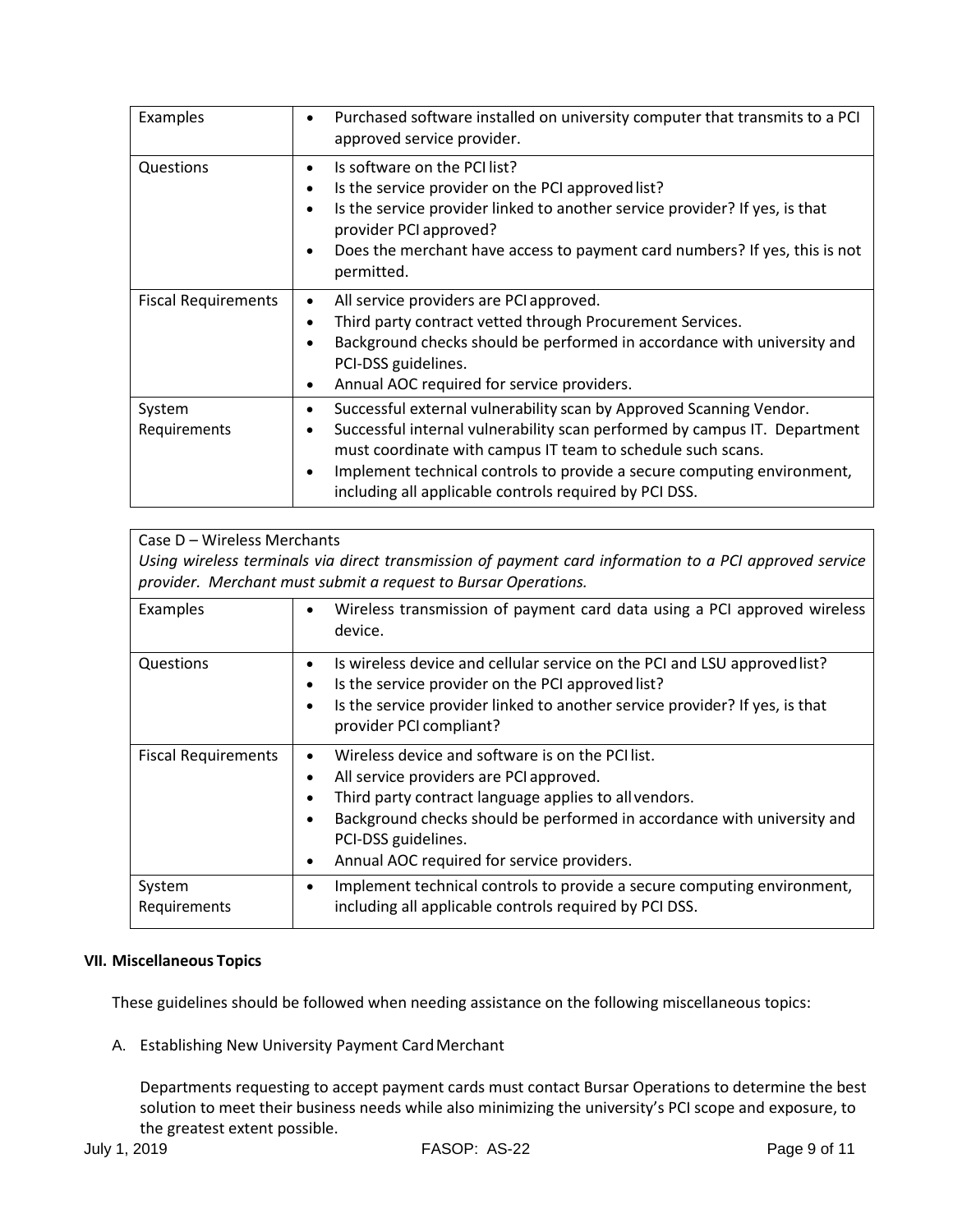| Examples | • Purchased software installed on university computer that transmits to a PCI approved service provider. |
| --- | --- |
| Questions | • Is software on the PCI list?<br>• Is the service provider on the PCI approved list?<br>• Is the service provider linked to another service provider? If yes, is that provider PCI approved?<br>• Does the merchant have access to payment card numbers? If yes, this is not permitted. |
| Fiscal Requirements | • All service providers are PCI approved.<br>• Third party contract vetted through Procurement Services.<br>• Background checks should be performed in accordance with university and PCI-DSS guidelines.<br>• Annual AOC required for service providers. |
| System Requirements | • Successful external vulnerability scan by Approved Scanning Vendor.<br>• Successful internal vulnerability scan performed by campus IT. Department must coordinate with campus IT team to schedule such scans.<br>• Implement technical controls to provide a secure computing environment, including all applicable controls required by PCI DSS. |

| Case D – Wireless Merchants<br>*Using wireless terminals via direct transmission of payment card information to a PCI approved service provider. Merchant must submit a request to Bursar Operations.* | |
| --- | --- |
| Examples | • Wireless transmission of payment card data using a PCI approved wireless device. |
| Questions | • Is wireless device and cellular service on the PCI and LSU approved list?<br>• Is the service provider on the PCI approved list?<br>• Is the service provider linked to another service provider? If yes, is that provider PCI compliant? |
| Fiscal Requirements | • Wireless device and software is on the PCI list.<br>• All service providers are PCI approved.<br>• Third party contract language applies to all vendors.<br>• Background checks should be performed in accordance with university and PCI-DSS guidelines.<br>• Annual AOC required for service providers. |
| System Requirements | • Implement technical controls to provide a secure computing environment, including all applicable controls required by PCI DSS. |

## VII. Miscellaneous Topics

These guidelines should be followed when needing assistance on the following miscellaneous topics:

A. Establishing New University Payment Card Merchant

Departments requesting to accept payment cards must contact Bursar Operations to determine the best solution to meet their business needs while also minimizing the university's PCI scope and exposure, to the greatest extent possible.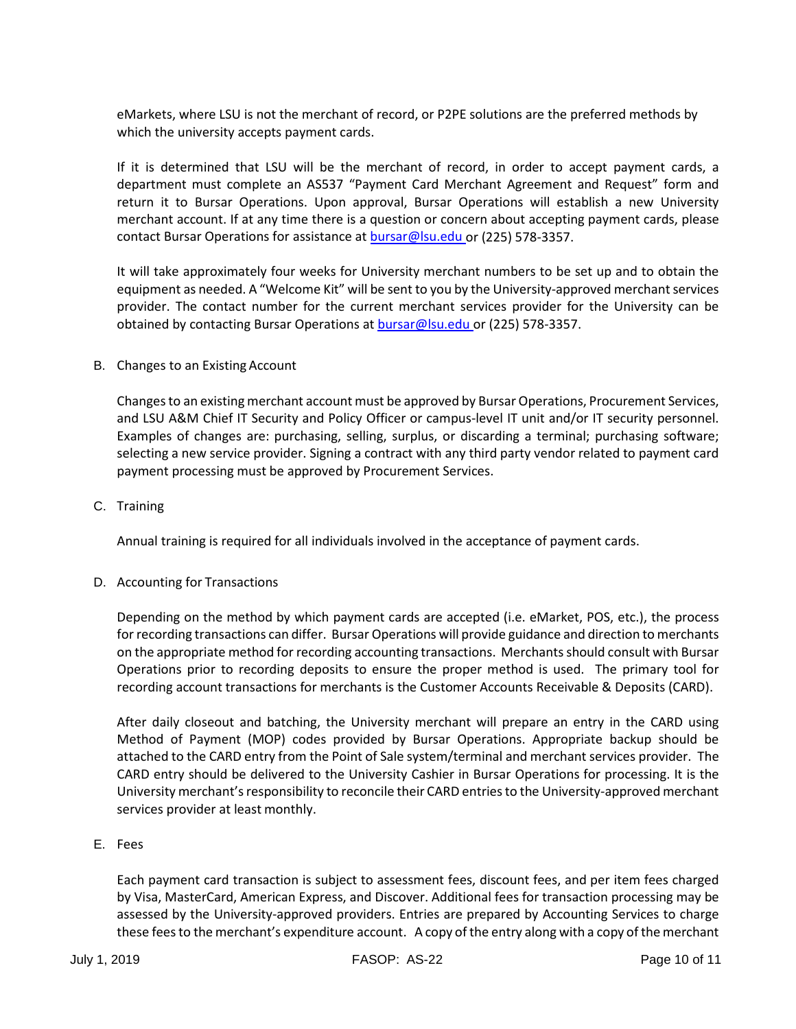eMarkets, where LSU is not the merchant of record, or P2PE solutions are the preferred methods by which the university accepts payment cards.

If it is determined that LSU will be the merchant of record, in order to accept payment cards, a department must complete an AS537 "Payment Card Merchant Agreement and Request" form and return it to Bursar Operations. Upon approval, Bursar Operations will establish a new University merchant account. If at any time there is a question or concern about accepting payment cards, please contact Bursar Operations for assistance at bursar@lsu.edu or (225) 578-3357.

It will take approximately four weeks for University merchant numbers to be set up and to obtain the equipment as needed. A "Welcome Kit" will be sent to you by the University-approved merchant services provider. The contact number for the current merchant services provider for the University can be obtained by contacting Bursar Operations at bursar@lsu.edu or (225) 578-3357.

B. Changes to an Existing Account

Changes to an existing merchant account must be approved by Bursar Operations, Procurement Services, and LSU A&M Chief IT Security and Policy Officer or campus-level IT unit and/or IT security personnel. Examples of changes are: purchasing, selling, surplus, or discarding a terminal; purchasing software; selecting a new service provider. Signing a contract with any third party vendor related to payment card payment processing must be approved by Procurement Services.

C. Training

Annual training is required for all individuals involved in the acceptance of payment cards.

D. Accounting for Transactions

Depending on the method by which payment cards are accepted (i.e. eMarket, POS, etc.), the process for recording transactions can differ. Bursar Operations will provide guidance and direction to merchants on the appropriate method for recording accounting transactions. Merchants should consult with Bursar Operations prior to recording deposits to ensure the proper method is used. The primary tool for recording account transactions for merchants is the Customer Accounts Receivable & Deposits (CARD).

After daily closeout and batching, the University merchant will prepare an entry in the CARD using Method of Payment (MOP) codes provided by Bursar Operations. Appropriate backup should be attached to the CARD entry from the Point of Sale system/terminal and merchant services provider. The CARD entry should be delivered to the University Cashier in Bursar Operations for processing. It is the University merchant's responsibility to reconcile their CARD entries to the University-approved merchant services provider at least monthly.

E. Fees

Each payment card transaction is subject to assessment fees, discount fees, and per item fees charged by Visa, MasterCard, American Express, and Discover. Additional fees for transaction processing may be assessed by the University-approved providers. Entries are prepared by Accounting Services to charge these fees to the merchant's expenditure account. A copy of the entry along with a copy of the merchant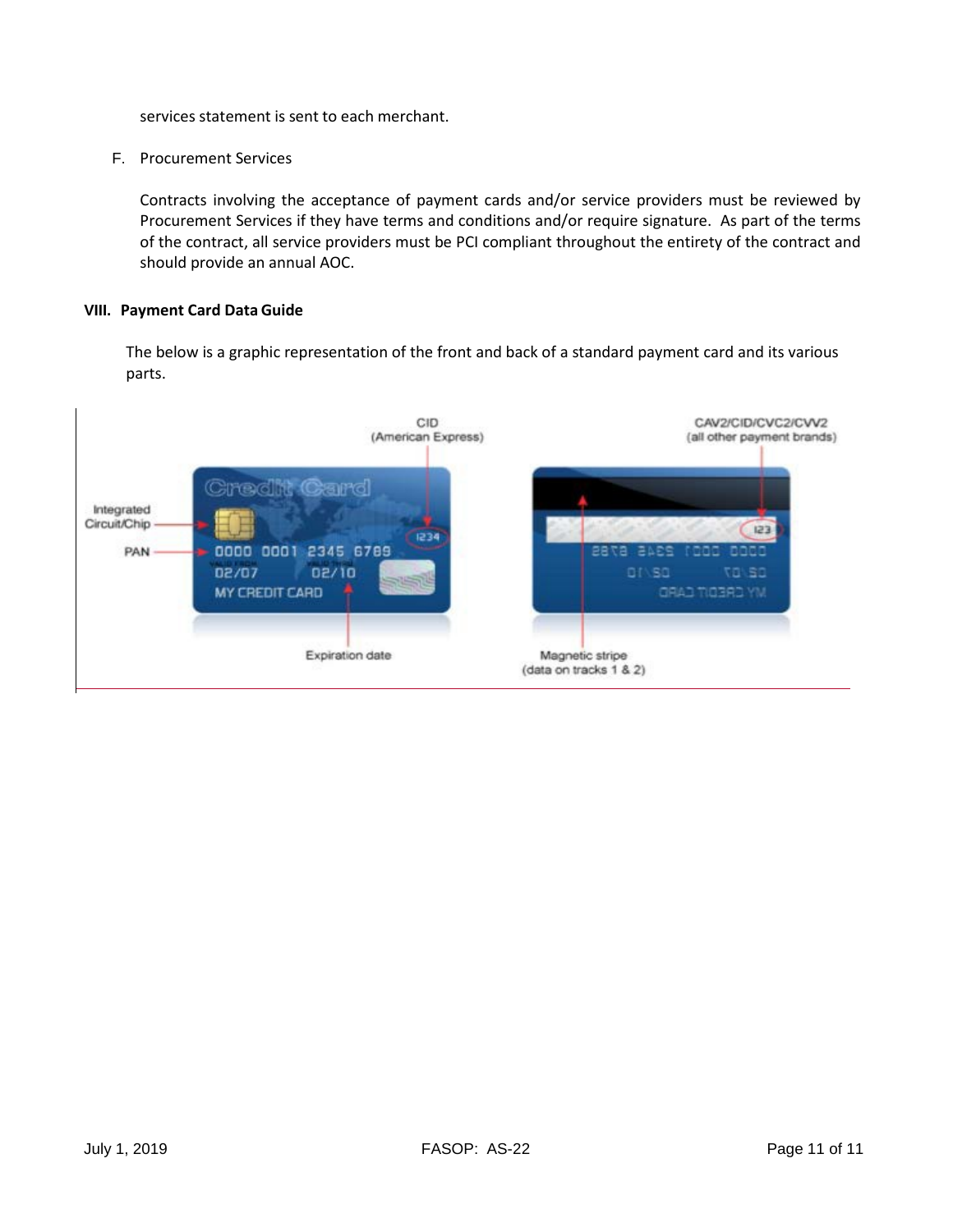services statement is sent to each merchant.

F. Procurement Services

Contracts involving the acceptance of payment cards and/or service providers must be reviewed by Procurement Services if they have terms and conditions and/or require signature. As part of the terms of the contract, all service providers must be PCI compliant throughout the entirety of the contract and should provide an annual AOC.

## VIII. Payment Card Data Guide

The below is a graphic representation of the front and back of a standard payment card and its various parts.

CID
(American Express)

CAV2/CID/CVC2/CVV2
(all other payment brands)

Integrated Circuit/Chip

PAN

Expiration date

Magnetic stripe
(data on tracks 1 & 2)